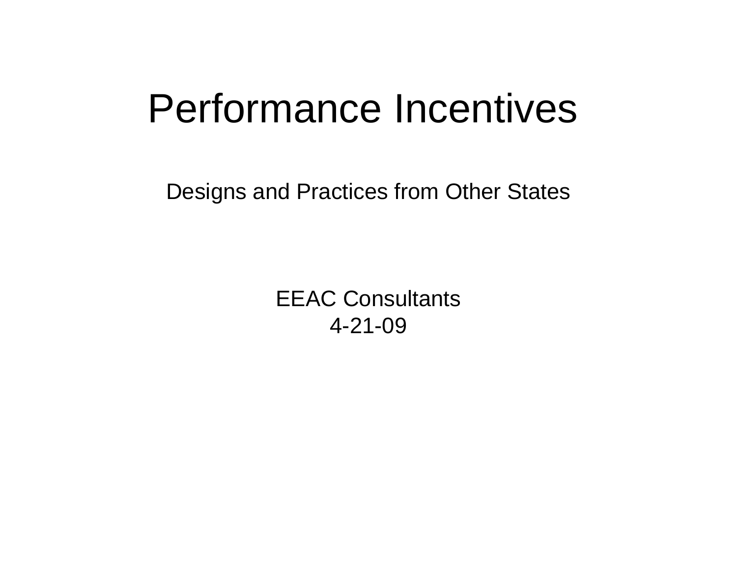# Performance Incentives

Designs and Practices from Other States

EEAC Consultants
4-21-09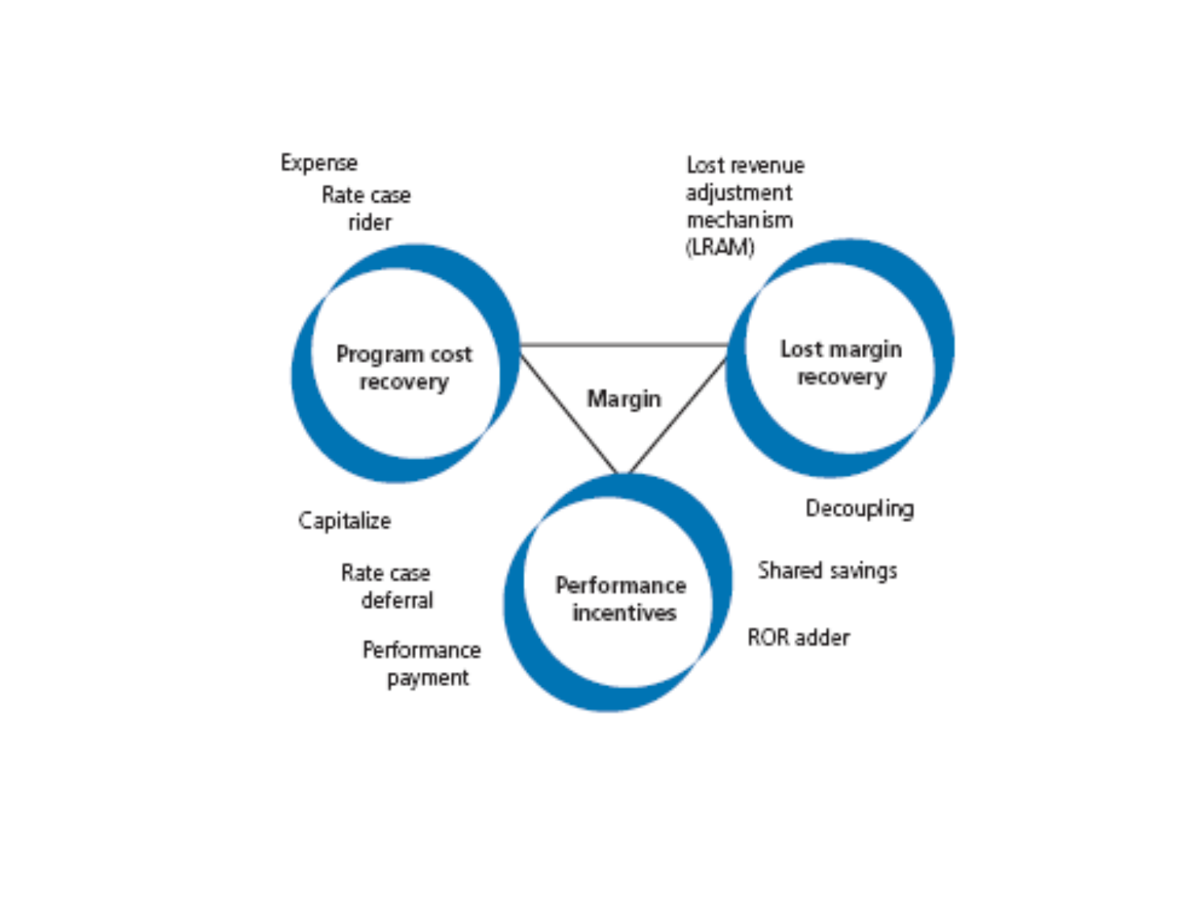Expense

Rate case rider

Lost revenue adjustment mechanism (LRAM)

Program cost recovery

Margin

Lost margin recovery

Capitalize

Rate case deferral

Performance payment

Performance incentives

Decoupling

Shared savings

ROR adder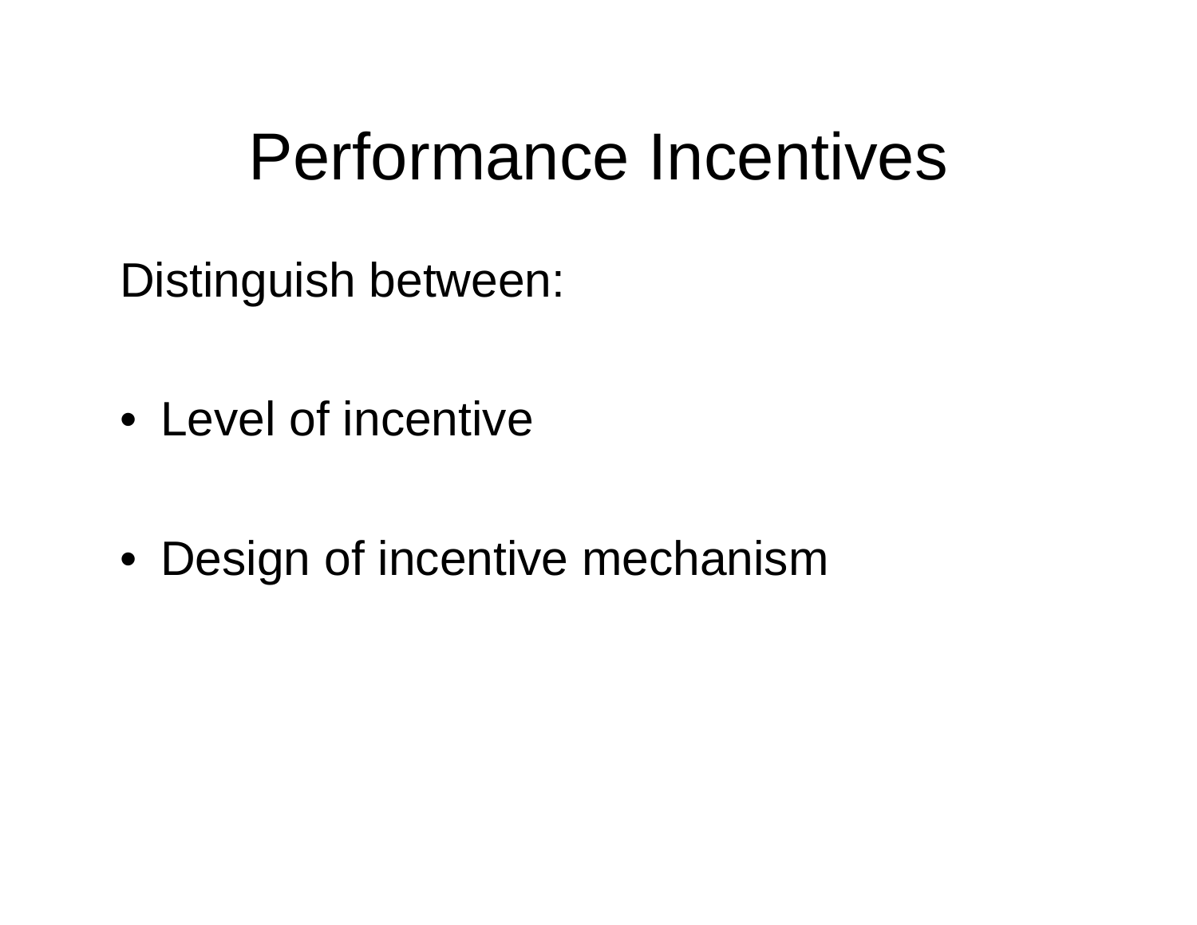# Performance Incentives

Distinguish between:

- Level of incentive
- Design of incentive mechanism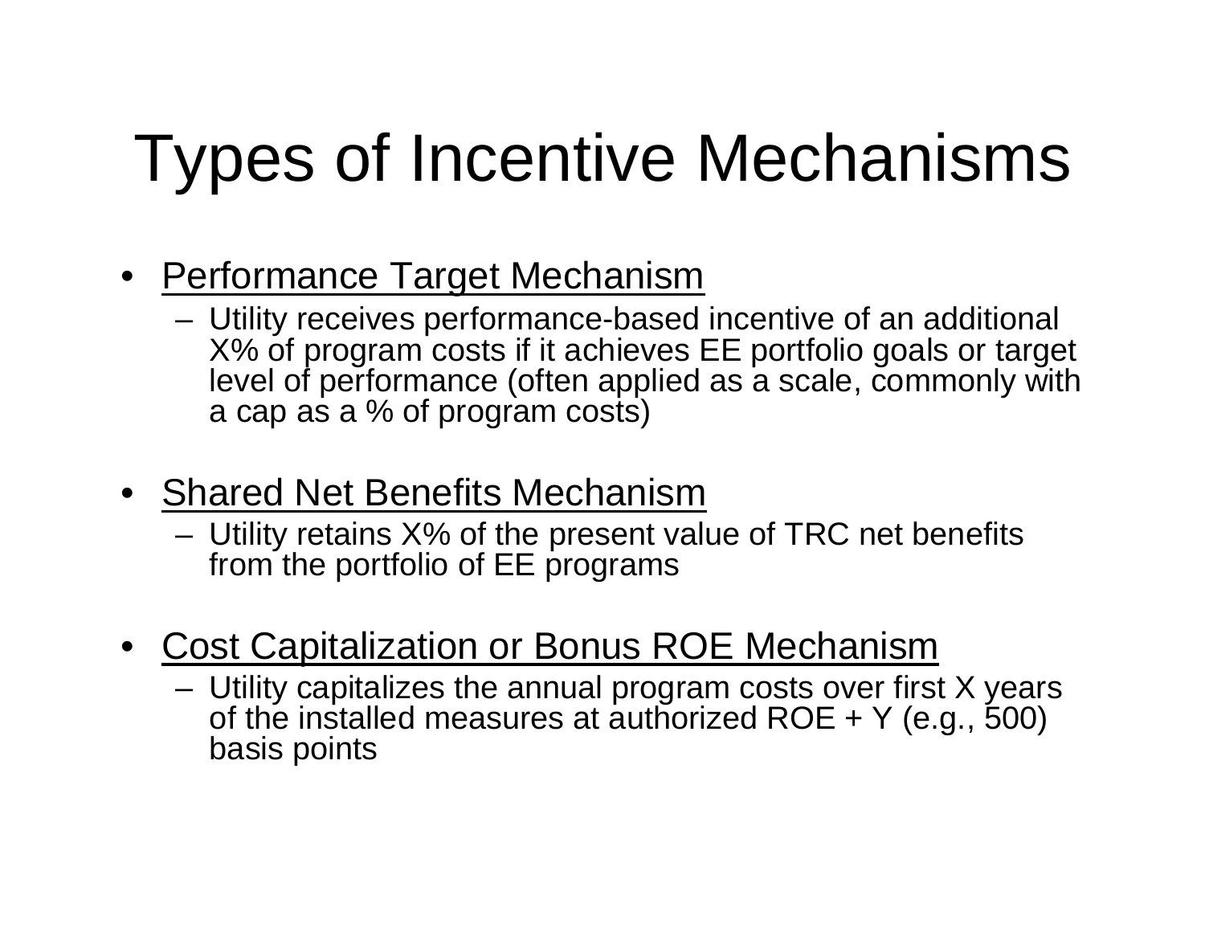# Types of Incentive Mechanisms

- Performance Target Mechanism
  - Utility receives performance-based incentive of an additional X% of program costs if it achieves EE portfolio goals or target level of performance (often applied as a scale, commonly with a cap as a % of program costs)

- Shared Net Benefits Mechanism
  - Utility retains X% of the present value of TRC net benefits from the portfolio of EE programs

- Cost Capitalization or Bonus ROE Mechanism
  - Utility capitalizes the annual program costs over first X years of the installed measures at authorized ROE + Y (e.g., 500) basis points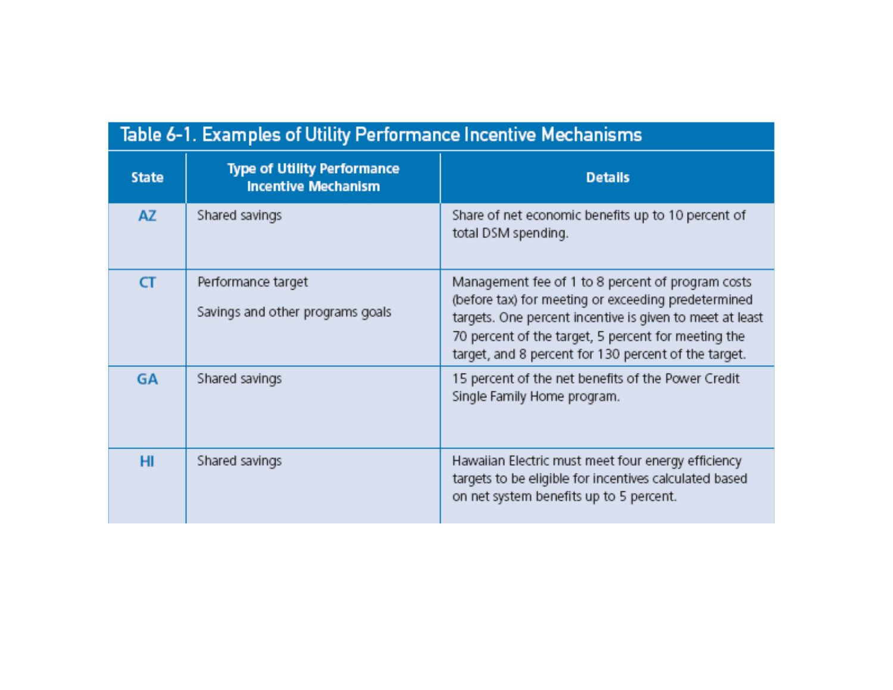**Table 6-1. Examples of Utility Performance Incentive Mechanisms**

| State | Type of Utility Performance Incentive Mechanism | Details |
|---|---|---|
| AZ | Shared savings | Share of net economic benefits up to 10 percent of total DSM spending. |
| CT | Performance target<br><br>Savings and other programs goals | Management fee of 1 to 8 percent of program costs (before tax) for meeting or exceeding predetermined targets. One percent incentive is given to meet at least 70 percent of the target, 5 percent for meeting the target, and 8 percent for 130 percent of the target. |
| GA | Shared savings | 15 percent of the net benefits of the Power Credit Single Family Home program. |
| HI | Shared savings | Hawaiian Electric must meet four energy efficiency targets to be eligible for incentives calculated based on net system benefits up to 5 percent. |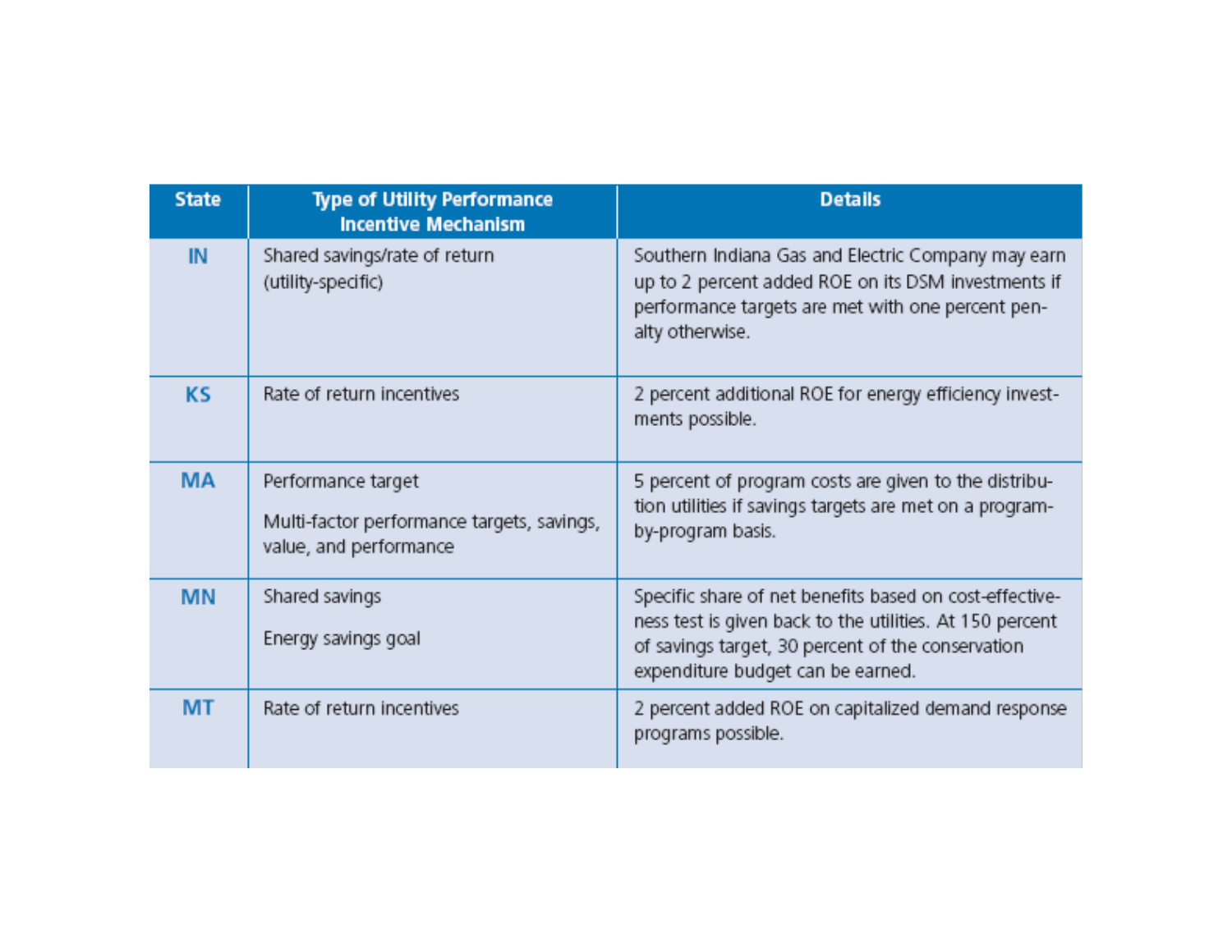| State | Type of Utility Performance Incentive Mechanism | Details |
|---|---|---|
| IN | Shared savings/rate of return (utility-specific) | Southern Indiana Gas and Electric Company may earn up to 2 percent added ROE on its DSM investments if performance targets are met with one percent penalty otherwise. |
| KS | Rate of return incentives | 2 percent additional ROE for energy efficiency investments possible. |
| MA | Performance target<br><br>Multi-factor performance targets, savings, value, and performance | 5 percent of program costs are given to the distribution utilities if savings targets are met on a program-by-program basis. |
| MN | Shared savings<br><br>Energy savings goal | Specific share of net benefits based on cost-effectiveness test is given back to the utilities. At 150 percent of savings target, 30 percent of the conservation expenditure budget can be earned. |
| MT | Rate of return incentives | 2 percent added ROE on capitalized demand response programs possible. |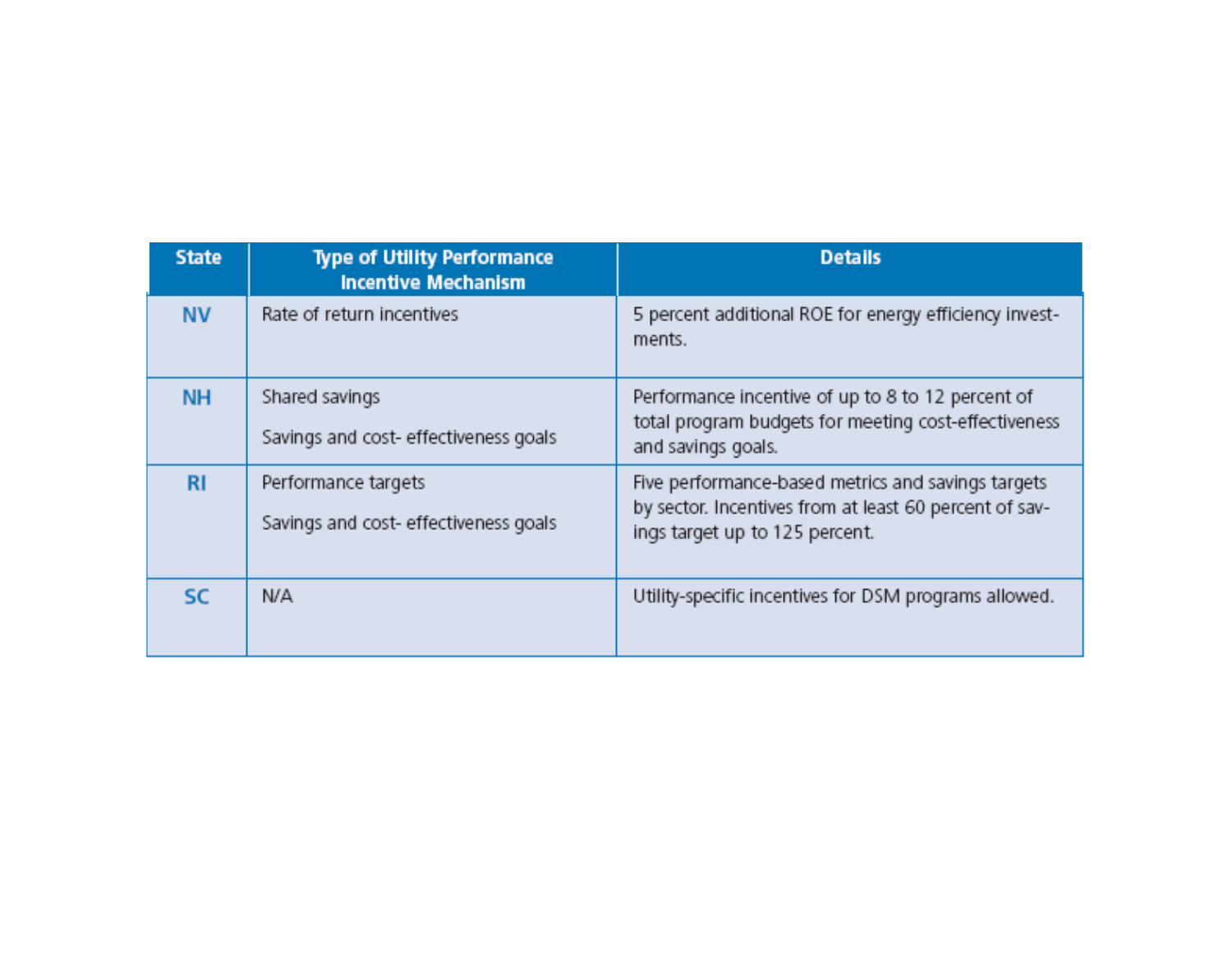| State | Type of Utility Performance Incentive Mechanism | Details |
|---|---|---|
| NV | Rate of return incentives | 5 percent additional ROE for energy efficiency investments. |
| NH | Shared savings<br><br>Savings and cost- effectiveness goals | Performance incentive of up to 8 to 12 percent of total program budgets for meeting cost-effectiveness and savings goals. |
| RI | Performance targets<br><br>Savings and cost- effectiveness goals | Five performance-based metrics and savings targets by sector. Incentives from at least 60 percent of savings target up to 125 percent. |
| SC | N/A | Utility-specific incentives for DSM programs allowed. |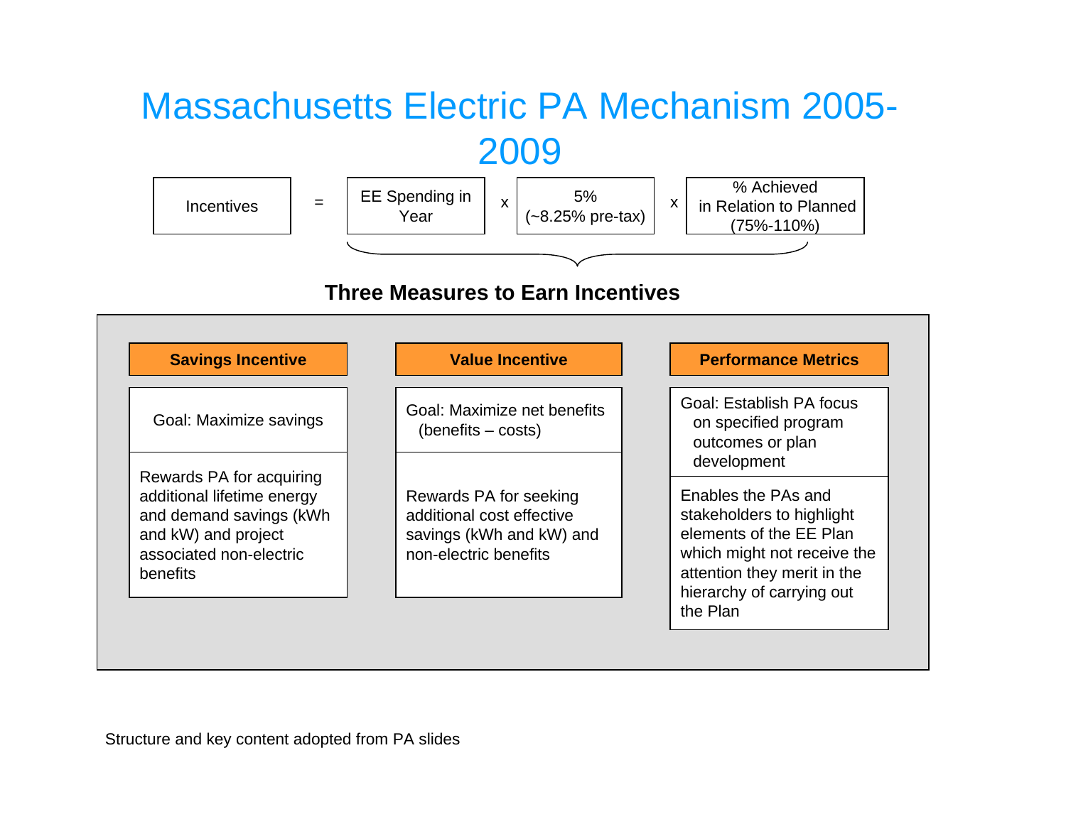# Massachusetts Electric PA Mechanism 2005-2009

Incentives = EE Spending in Year x 5% (~8.25% pre-tax) x % Achieved in Relation to Planned (75%-110%)

## Three Measures to Earn Incentives

| Savings Incentive | Value Incentive | Performance Metrics |
|---|---|---|
| Goal: Maximize savings | Goal: Maximize net benefits (benefits – costs) | Goal: Establish PA focus on specified program outcomes or plan development |
| Rewards PA for acquiring additional lifetime energy and demand savings (kWh and kW) and project associated non-electric benefits | Rewards PA for seeking additional cost effective savings (kWh and kW) and non-electric benefits | Enables the PAs and stakeholders to highlight elements of the EE Plan which might not receive the attention they merit in the hierarchy of carrying out the Plan |

Structure and key content adopted from PA slides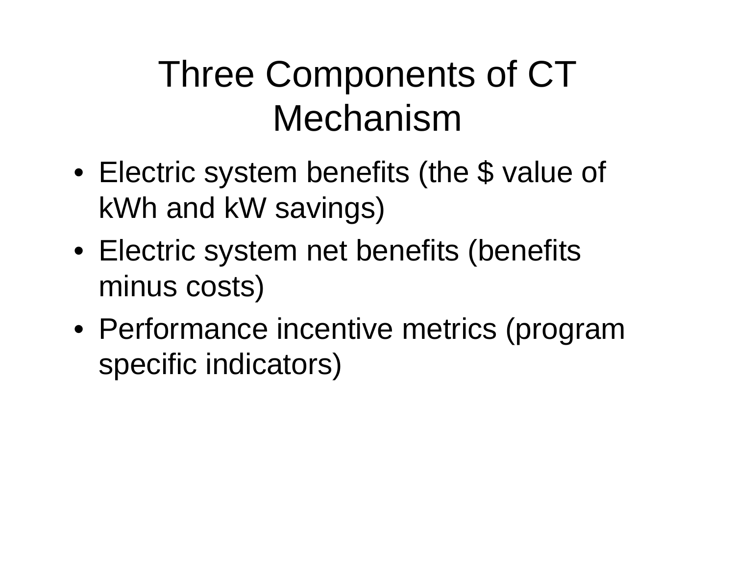# Three Components of CT Mechanism

- Electric system benefits (the $ value of kWh and kW savings)
- Electric system net benefits (benefits minus costs)
- Performance incentive metrics (program specific indicators)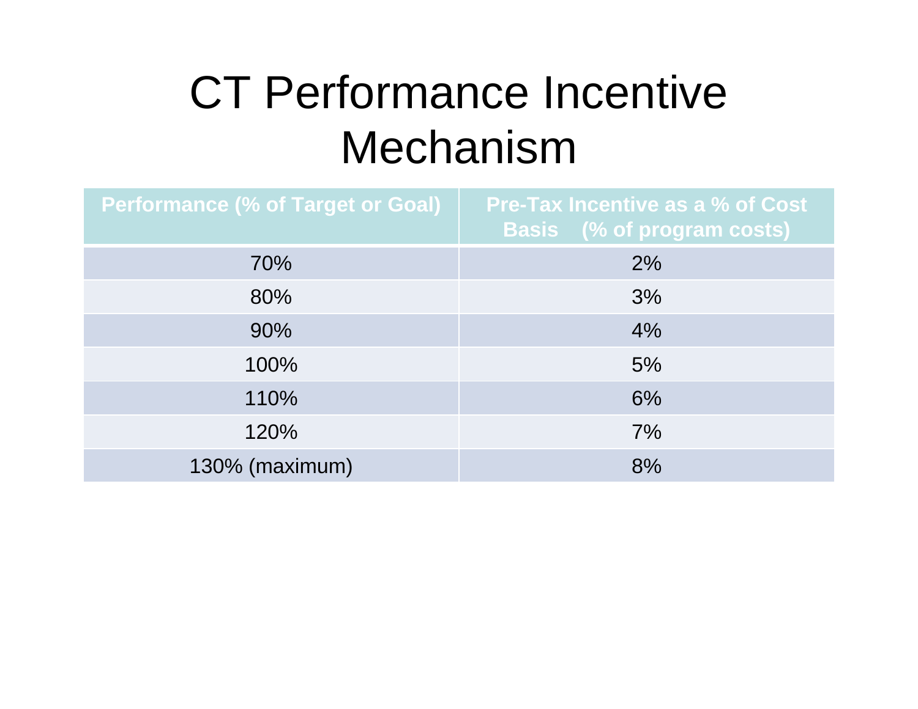# CT Performance Incentive Mechanism

| Performance (% of Target or Goal) | Pre-Tax Incentive as a % of Cost Basis (% of program costs) |
| --- | --- |
| 70% | 2% |
| 80% | 3% |
| 90% | 4% |
| 100% | 5% |
| 110% | 6% |
| 120% | 7% |
| 130% (maximum) | 8% |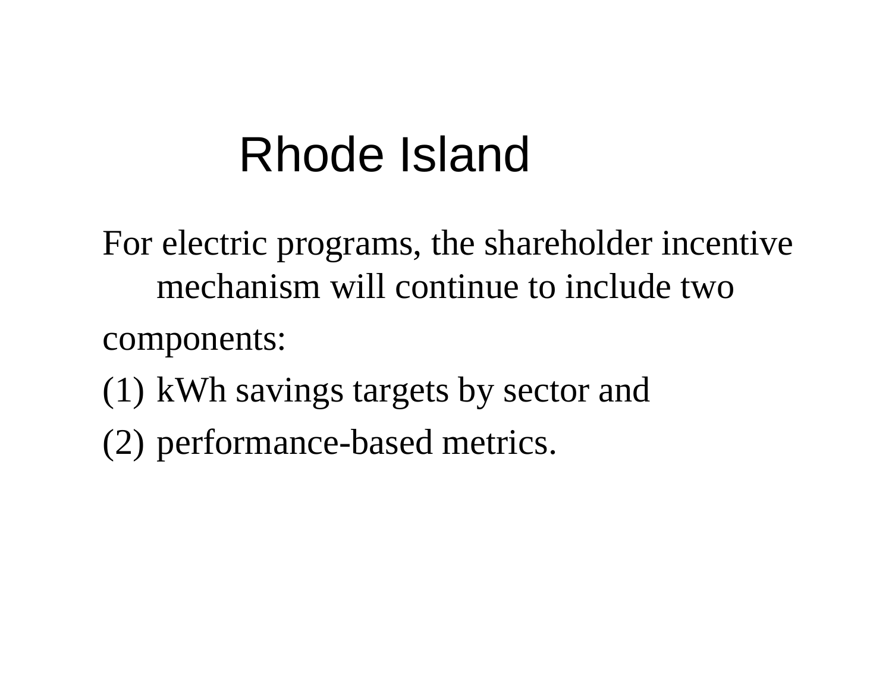# Rhode Island

For electric programs, the shareholder incentive mechanism will continue to include two components:

(1) kWh savings targets by sector and

(2) performance-based metrics.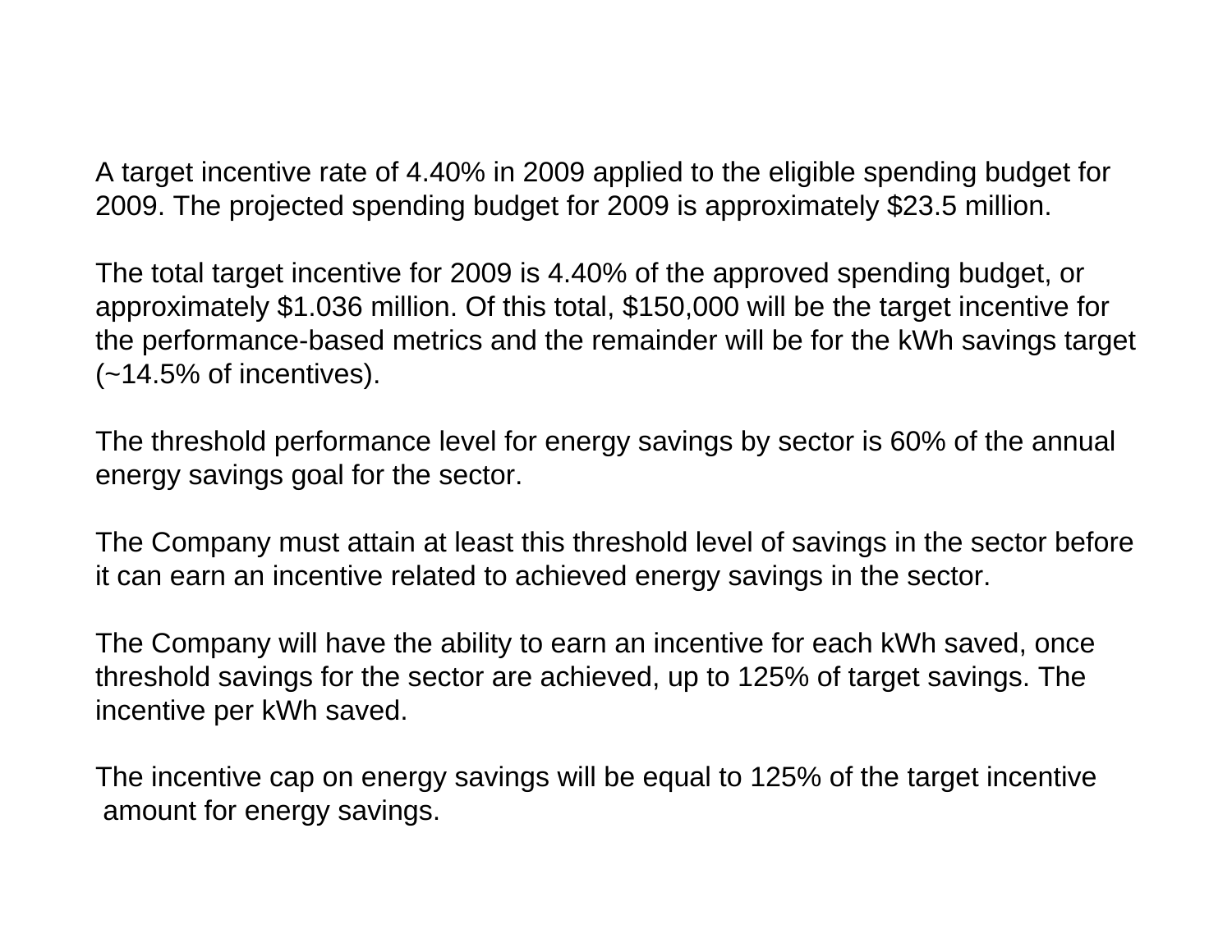A target incentive rate of 4.40% in 2009 applied to the eligible spending budget for 2009. The projected spending budget for 2009 is approximately $23.5 million.

The total target incentive for 2009 is 4.40% of the approved spending budget, or approximately $1.036 million. Of this total, $150,000 will be the target incentive for the performance-based metrics and the remainder will be for the kWh savings target (~14.5% of incentives).

The threshold performance level for energy savings by sector is 60% of the annual energy savings goal for the sector.

The Company must attain at least this threshold level of savings in the sector before it can earn an incentive related to achieved energy savings in the sector.

The Company will have the ability to earn an incentive for each kWh saved, once threshold savings for the sector are achieved, up to 125% of target savings. The incentive per kWh saved.

The incentive cap on energy savings will be equal to 125% of the target incentive amount for energy savings.